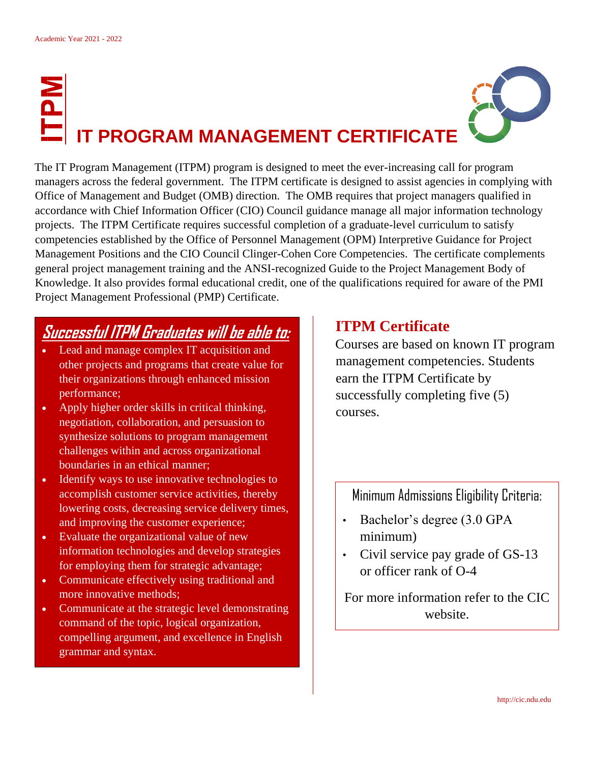Academic Year 2021 - 2022

# ITPM IT PROGRAM MANAGEMENT CERTIFICATE

The IT Program Management (ITPM) program is designed to meet the ever-increasing call for program managers across the federal government. The ITPM certificate is designed to assist agencies in complying with Office of Management and Budget (OMB) direction. The OMB requires that project managers qualified in accordance with Chief Information Officer (CIO) Council guidance manage all major information technology projects. The ITPM Certificate requires successful completion of a graduate-level curriculum to satisfy competencies established by the Office of Personnel Management (OPM) Interpretive Guidance for Project Management Positions and the CIO Council Clinger-Cohen Core Competencies. The certificate complements general project management training and the ANSI-recognized Guide to the Project Management Body of Knowledge. It also provides formal educational credit, one of the qualifications required for aware of the PMI Project Management Professional (PMP) Certificate.

## Successful ITPM Graduates will be able to:

- Lead and manage complex IT acquisition and other projects and programs that create value for their organizations through enhanced mission performance;
- Apply higher order skills in critical thinking, negotiation, collaboration, and persuasion to synthesize solutions to program management challenges within and across organizational boundaries in an ethical manner;
- Identify ways to use innovative technologies to accomplish customer service activities, thereby lowering costs, decreasing service delivery times, and improving the customer experience;
- Evaluate the organizational value of new information technologies and develop strategies for employing them for strategic advantage;
- Communicate effectively using traditional and more innovative methods;
- Communicate at the strategic level demonstrating command of the topic, logical organization, compelling argument, and excellence in English grammar and syntax.

## ITPM Certificate

Courses are based on known IT program management competencies. Students earn the ITPM Certificate by successfully completing five (5) courses.

### Minimum Admissions Eligibility Criteria:

- Bachelor's degree (3.0 GPA minimum)
- Civil service pay grade of GS-13 or officer rank of O-4

For more information refer to the CIC website.

http://cic.ndu.edu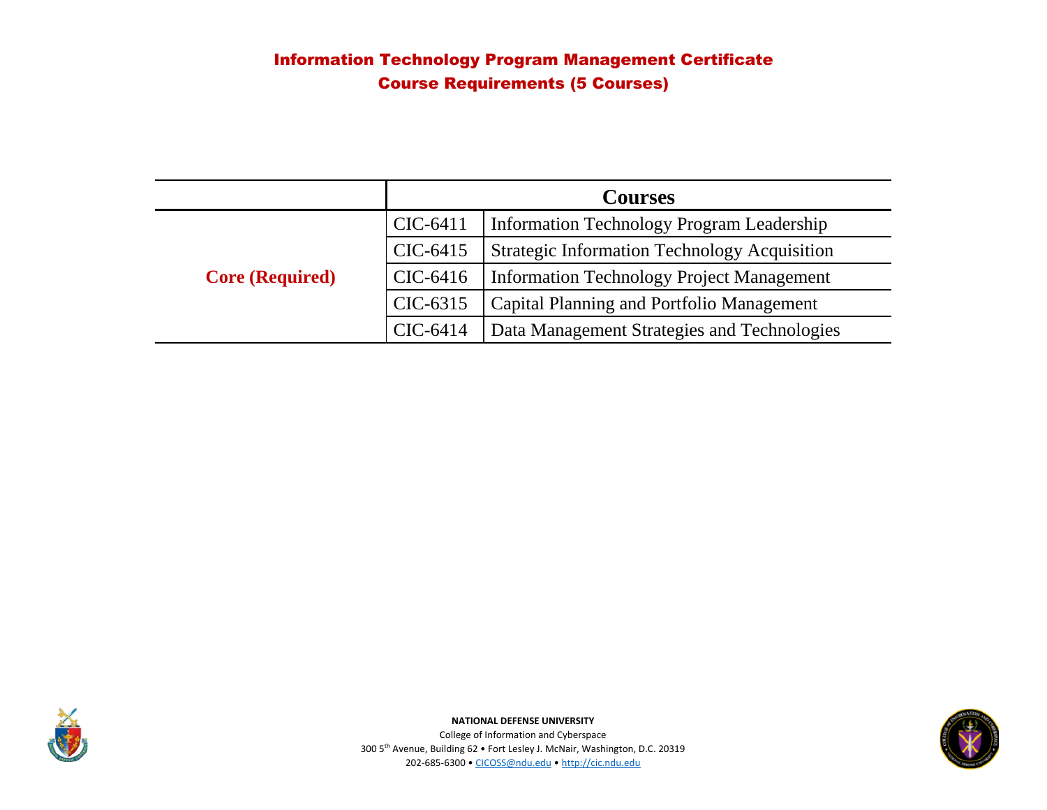## Information Technology Program Management Certificate
## Course Requirements (5 Courses)

| | Courses | |
|---|---|---|
| **Core (Required)** | CIC-6411 | Information Technology Program Leadership |
| | CIC-6415 | Strategic Information Technology Acquisition |
| | CIC-6416 | Information Technology Project Management |
| | CIC-6315 | Capital Planning and Portfolio Management |
| | CIC-6414 | Data Management Strategies and Technologies |

**NATIONAL DEFENSE UNIVERSITY**
College of Information and Cyberspace
300 5th Avenue, Building 62 • Fort Lesley J. McNair, Washington, D.C. 20319
202-685-6300 • CICOSS@ndu.edu • http://cic.ndu.edu